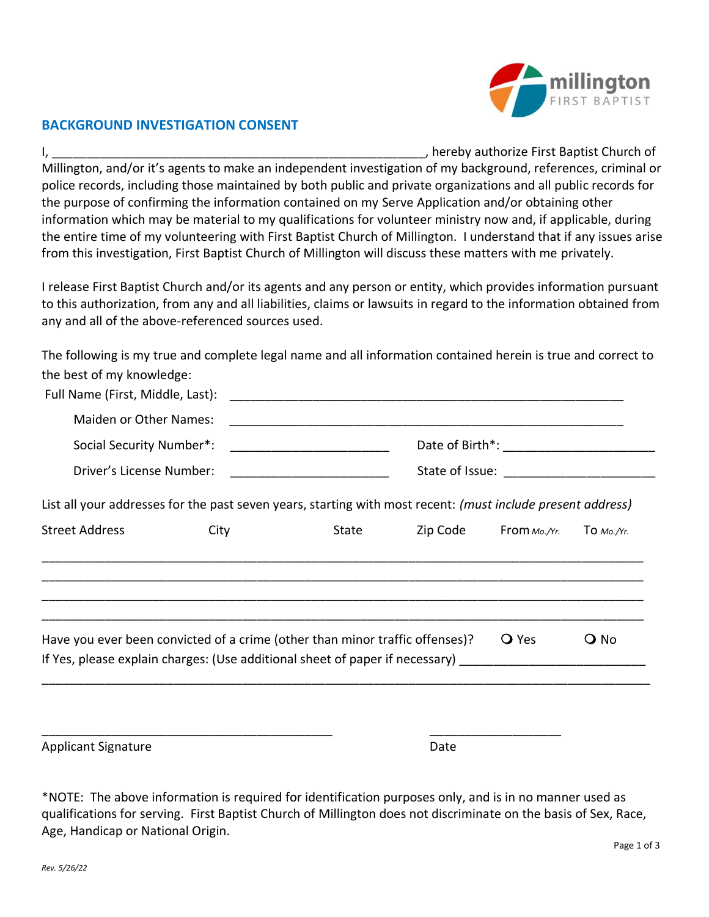millington FIRST BAPTIST

## BACKGROUND INVESTIGATION CONSENT

I, ________________________________________________________, hereby authorize First Baptist Church of Millington, and/or it's agents to make an independent investigation of my background, references, criminal or police records, including those maintained by both public and private organizations and all public records for the purpose of confirming the information contained on my Serve Application and/or obtaining other information which may be material to my qualifications for volunteer ministry now and, if applicable, during the entire time of my volunteering with First Baptist Church of Millington. I understand that if any issues arise from this investigation, First Baptist Church of Millington will discuss these matters with me privately.

I release First Baptist Church and/or its agents and any person or entity, which provides information pursuant to this authorization, from any and all liabilities, claims or lawsuits in regard to the information obtained from any and all of the above-referenced sources used.

The following is my true and complete legal name and all information contained herein is true and correct to the best of my knowledge:

Full Name (First, Middle, Last): ____________________________________________________________

Maiden or Other Names: ____________________________________________________________

Social Security Number*: _______________________ Date of Birth*: _______________________

Driver's License Number: _______________________ State of Issue: _______________________

List all your addresses for the past seven years, starting with most recent: *(must include present address)*

| Street Address | City | State | Zip Code | From *Mo./Yr.* | To *Mo./Yr.* |
|---|---|---|---|---|---|
| | | | | | |
| | | | | | |
| | | | | | |
| | | | | | |

Have you ever been convicted of a crime (other than minor traffic offenses)? ❍ Yes ❍ No

If Yes, please explain charges: (Use additional sheet of paper if necessary) ___________________________

______________________________________________________________________________________

_____________________________________________ ____________________

Applicant Signature Date

*NOTE: The above information is required for identification purposes only, and is in no manner used as qualifications for serving. First Baptist Church of Millington does not discriminate on the basis of Sex, Race, Age, Handicap or National Origin.

*Rev. 5/26/22*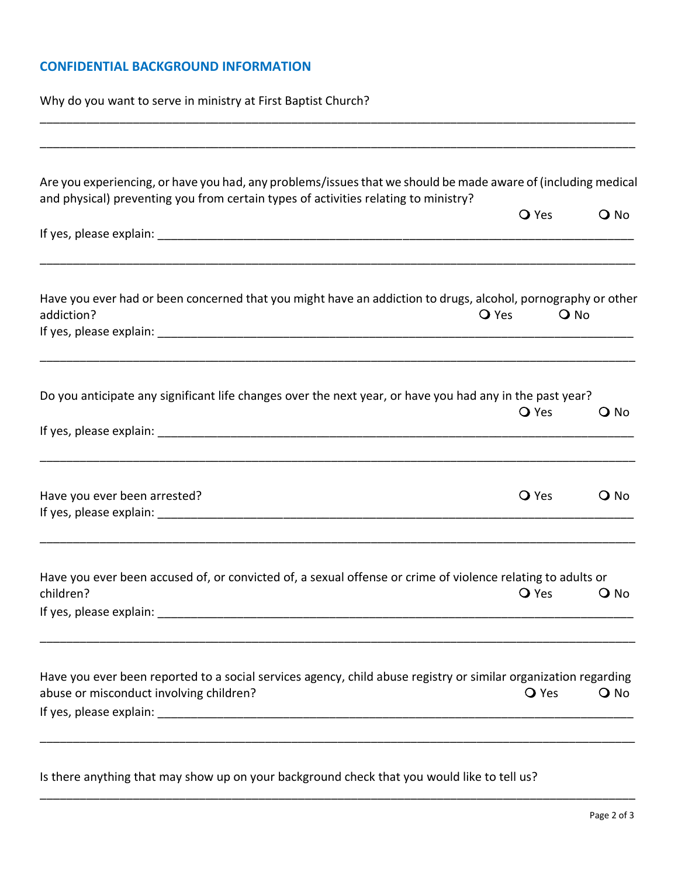## CONFIDENTIAL BACKGROUND INFORMATION

Why do you want to serve in ministry at First Baptist Church?

\_\_\_\_\_\_\_\_\_\_\_\_\_\_\_\_\_\_\_\_\_\_\_\_\_\_\_\_\_\_\_\_\_\_\_\_\_\_\_\_\_\_\_\_\_\_\_\_\_\_\_\_\_\_\_\_\_\_\_\_\_\_\_\_\_\_\_\_\_\_\_\_\_\_\_\_\_\_

\_\_\_\_\_\_\_\_\_\_\_\_\_\_\_\_\_\_\_\_\_\_\_\_\_\_\_\_\_\_\_\_\_\_\_\_\_\_\_\_\_\_\_\_\_\_\_\_\_\_\_\_\_\_\_\_\_\_\_\_\_\_\_\_\_\_\_\_\_\_\_\_\_\_\_\_\_\_

Are you experiencing, or have you had, any problems/issues that we should be made aware of (including medical and physical) preventing you from certain types of activities relating to ministry?

❍ Yes ❍ No

If yes, please explain: \_\_\_\_\_\_\_\_\_\_\_\_\_\_\_\_\_\_\_\_\_\_\_\_\_\_\_\_\_\_\_\_\_\_\_\_\_\_\_\_\_\_\_\_\_\_\_\_\_\_\_\_\_\_\_\_\_\_\_\_

\_\_\_\_\_\_\_\_\_\_\_\_\_\_\_\_\_\_\_\_\_\_\_\_\_\_\_\_\_\_\_\_\_\_\_\_\_\_\_\_\_\_\_\_\_\_\_\_\_\_\_\_\_\_\_\_\_\_\_\_\_\_\_\_\_\_\_\_\_\_\_\_\_\_\_\_\_\_

Have you ever had or been concerned that you might have an addiction to drugs, alcohol, pornography or other addiction?

❍ Yes ❍ No

If yes, please explain: \_\_\_\_\_\_\_\_\_\_\_\_\_\_\_\_\_\_\_\_\_\_\_\_\_\_\_\_\_\_\_\_\_\_\_\_\_\_\_\_\_\_\_\_\_\_\_\_\_\_\_\_\_\_\_\_\_\_\_\_

\_\_\_\_\_\_\_\_\_\_\_\_\_\_\_\_\_\_\_\_\_\_\_\_\_\_\_\_\_\_\_\_\_\_\_\_\_\_\_\_\_\_\_\_\_\_\_\_\_\_\_\_\_\_\_\_\_\_\_\_\_\_\_\_\_\_\_\_\_\_\_\_\_\_\_\_\_\_

Do you anticipate any significant life changes over the next year, or have you had any in the past year?

❍ Yes ❍ No

If yes, please explain: \_\_\_\_\_\_\_\_\_\_\_\_\_\_\_\_\_\_\_\_\_\_\_\_\_\_\_\_\_\_\_\_\_\_\_\_\_\_\_\_\_\_\_\_\_\_\_\_\_\_\_\_\_\_\_\_\_\_\_\_

\_\_\_\_\_\_\_\_\_\_\_\_\_\_\_\_\_\_\_\_\_\_\_\_\_\_\_\_\_\_\_\_\_\_\_\_\_\_\_\_\_\_\_\_\_\_\_\_\_\_\_\_\_\_\_\_\_\_\_\_\_\_\_\_\_\_\_\_\_\_\_\_\_\_\_\_\_\_

Have you ever been arrested?

❍ Yes ❍ No

If yes, please explain: \_\_\_\_\_\_\_\_\_\_\_\_\_\_\_\_\_\_\_\_\_\_\_\_\_\_\_\_\_\_\_\_\_\_\_\_\_\_\_\_\_\_\_\_\_\_\_\_\_\_\_\_\_\_\_\_\_\_\_\_

\_\_\_\_\_\_\_\_\_\_\_\_\_\_\_\_\_\_\_\_\_\_\_\_\_\_\_\_\_\_\_\_\_\_\_\_\_\_\_\_\_\_\_\_\_\_\_\_\_\_\_\_\_\_\_\_\_\_\_\_\_\_\_\_\_\_\_\_\_\_\_\_\_\_\_\_\_\_

Have you ever been accused of, or convicted of, a sexual offense or crime of violence relating to adults or children?

❍ Yes ❍ No

If yes, please explain: \_\_\_\_\_\_\_\_\_\_\_\_\_\_\_\_\_\_\_\_\_\_\_\_\_\_\_\_\_\_\_\_\_\_\_\_\_\_\_\_\_\_\_\_\_\_\_\_\_\_\_\_\_\_\_\_\_\_\_\_

\_\_\_\_\_\_\_\_\_\_\_\_\_\_\_\_\_\_\_\_\_\_\_\_\_\_\_\_\_\_\_\_\_\_\_\_\_\_\_\_\_\_\_\_\_\_\_\_\_\_\_\_\_\_\_\_\_\_\_\_\_\_\_\_\_\_\_\_\_\_\_\_\_\_\_\_\_\_

Have you ever been reported to a social services agency, child abuse registry or similar organization regarding abuse or misconduct involving children?

❍ Yes ❍ No

If yes, please explain: \_\_\_\_\_\_\_\_\_\_\_\_\_\_\_\_\_\_\_\_\_\_\_\_\_\_\_\_\_\_\_\_\_\_\_\_\_\_\_\_\_\_\_\_\_\_\_\_\_\_\_\_\_\_\_\_\_\_\_\_

\_\_\_\_\_\_\_\_\_\_\_\_\_\_\_\_\_\_\_\_\_\_\_\_\_\_\_\_\_\_\_\_\_\_\_\_\_\_\_\_\_\_\_\_\_\_\_\_\_\_\_\_\_\_\_\_\_\_\_\_\_\_\_\_\_\_\_\_\_\_\_\_\_\_\_\_\_\_

Is there anything that may show up on your background check that you would like to tell us?

\_\_\_\_\_\_\_\_\_\_\_\_\_\_\_\_\_\_\_\_\_\_\_\_\_\_\_\_\_\_\_\_\_\_\_\_\_\_\_\_\_\_\_\_\_\_\_\_\_\_\_\_\_\_\_\_\_\_\_\_\_\_\_\_\_\_\_\_\_\_\_\_\_\_\_\_\_\_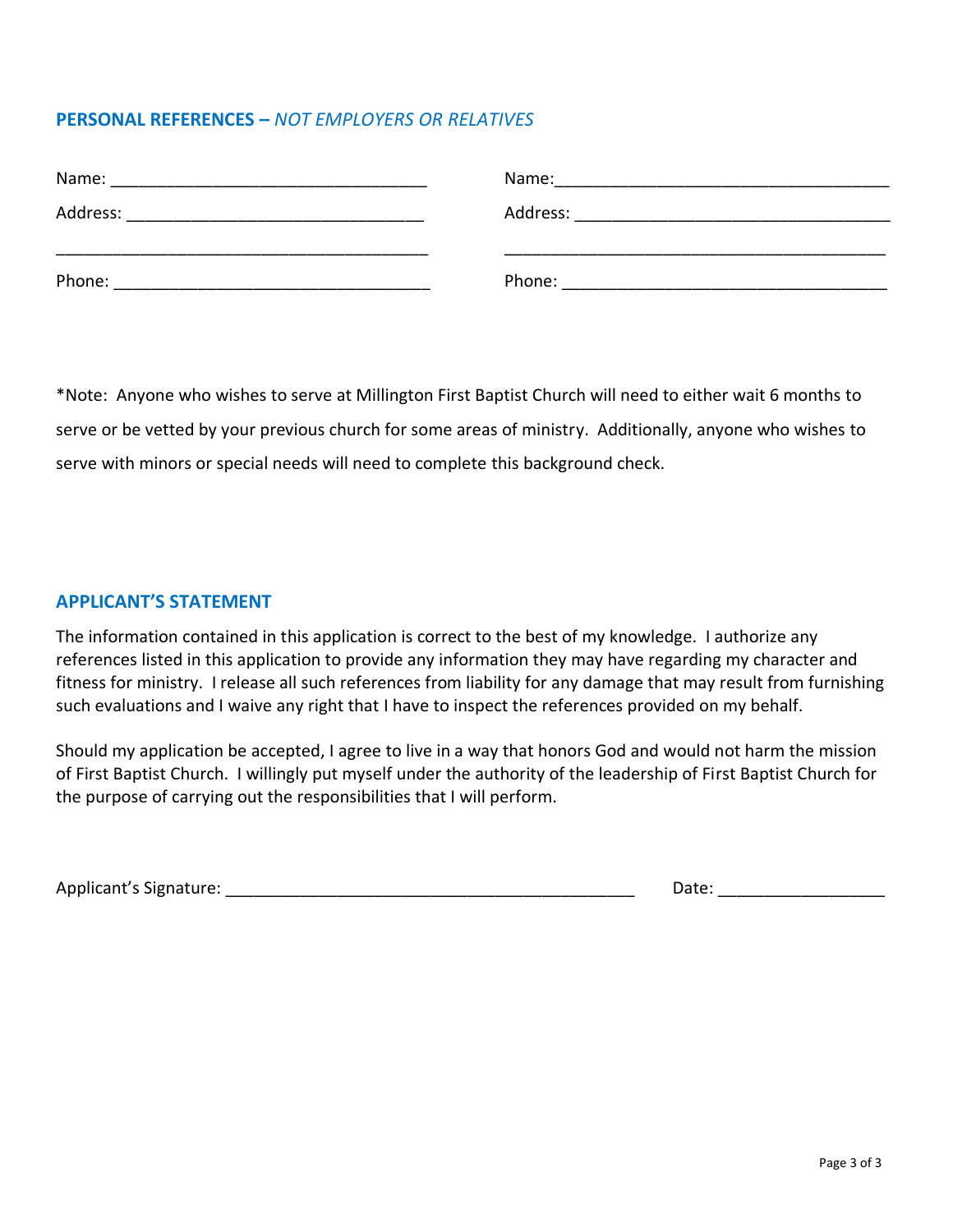## **PERSONAL REFERENCES –** *NOT EMPLOYERS OR RELATIVES*

Name: ___________________________________

Address: ________________________________

_________________________________________

Phone: __________________________________

Name: ___________________________________

Address: ________________________________

_________________________________________

Phone: __________________________________

*Note: Anyone who wishes to serve at Millington First Baptist Church will need to either wait 6 months to serve or be vetted by your previous church for some areas of ministry. Additionally, anyone who wishes to serve with minors or special needs will need to complete this background check.

## **APPLICANT'S STATEMENT**

The information contained in this application is correct to the best of my knowledge. I authorize any references listed in this application to provide any information they may have regarding my character and fitness for ministry. I release all such references from liability for any damage that may result from furnishing such evaluations and I waive any right that I have to inspect the references provided on my behalf.

Should my application be accepted, I agree to live in a way that honors God and would not harm the mission of First Baptist Church. I willingly put myself under the authority of the leadership of First Baptist Church for the purpose of carrying out the responsibilities that I will perform.

Applicant's Signature: _____________________________________________ Date: __________________